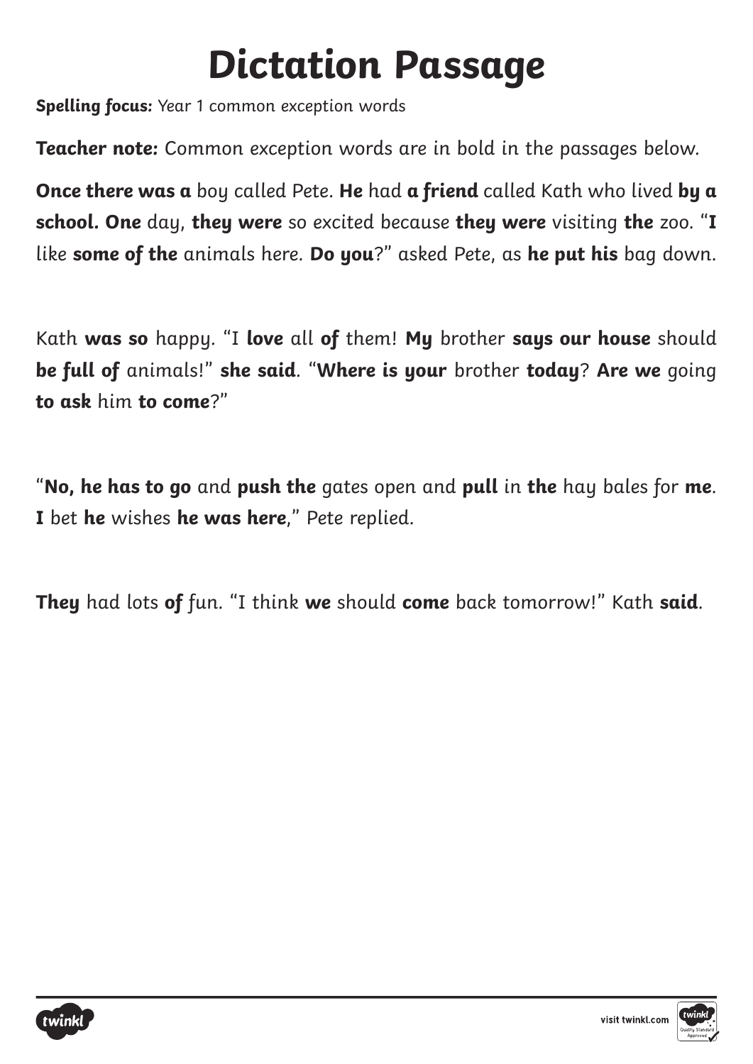# Dictation Passage

**Spelling focus:** Year 1 common exception words

***Teacher note:*** Common exception words are in bold in the passages below.

**Once there was a** boy called Pete. **He** had **a friend** called Kath who lived **by a school. One** day, **they were** so excited because **they were** visiting **the** zoo. "**I** like **some of the** animals here. **Do you**?" asked Pete, as **he put his** bag down.

Kath **was so** happy. "I **love** all **of** them! **My** brother **says our house** should **be full of** animals!" **she said**. "**Where is your** brother **today**? **Are we** going **to ask** him **to come**?"

"**No, he has to go** and **push the** gates open and **pull** in **the** hay bales for **me**. **I** bet **he** wishes **he was here**," Pete replied.

**They** had lots **of** fun. "I think **we** should **come** back tomorrow!" Kath **said**.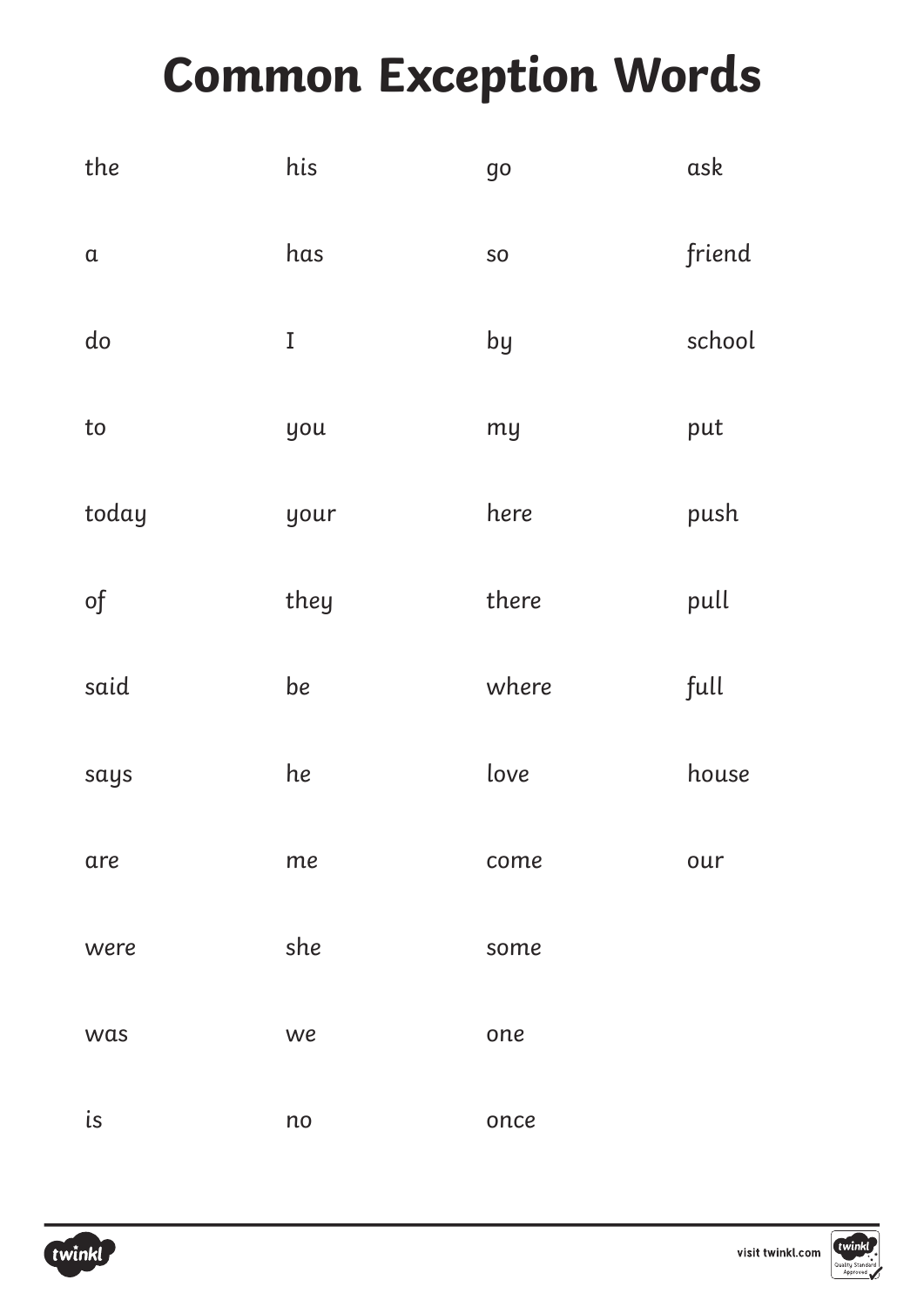# Common Exception Words

| | | | |
|---|---|---|---|
| the | his | go | ask |
| a | has | so | friend |
| do | I | by | school |
| to | you | my | put |
| today | your | here | push |
| of | they | there | pull |
| said | be | where | full |
| says | he | love | house |
| are | me | come | our |
| were | she | some | |
| was | we | one | |
| is | no | once | |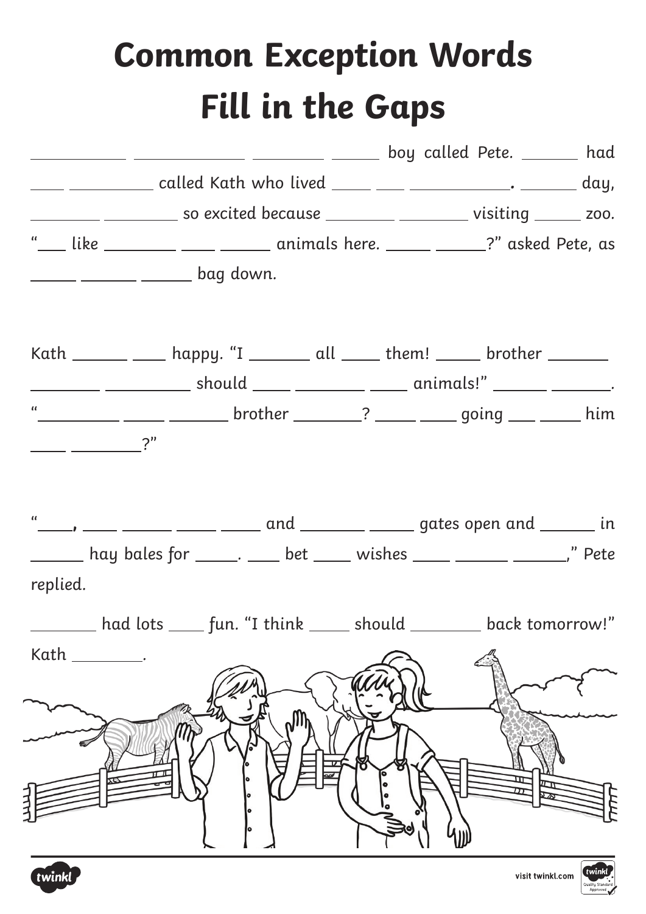# Common Exception Words Fill in the Gaps

__________ __________ ________ _____ boy called Pete. ______ had ____ _________ called Kath who lived ____ ___ __________. ______ day, ________ ________ so excited because ________ ________ visiting _____ zoo. "___ like ________ ____ ______ animals here. _____ ______?" asked Pete, as _____ ______ ______ bag down.

Kath ______ ____ happy. "I _______ all ____ them! _____ brother _______ ________ _________ should ____ ________ ____ animals!" ______ _______. "_________ _____ _______ brother ________? _____ ____ going ___ _____ him ____ ________?"

"____, ____ ______ ____ _____ and _______ _____ gates open and ______ in ______ hay bales for _____. ____ bet ____ wishes ____ ______ ______," Pete replied.

_______ had lots ____ fun. "I think _____ should ________ back tomorrow!" Kath ________.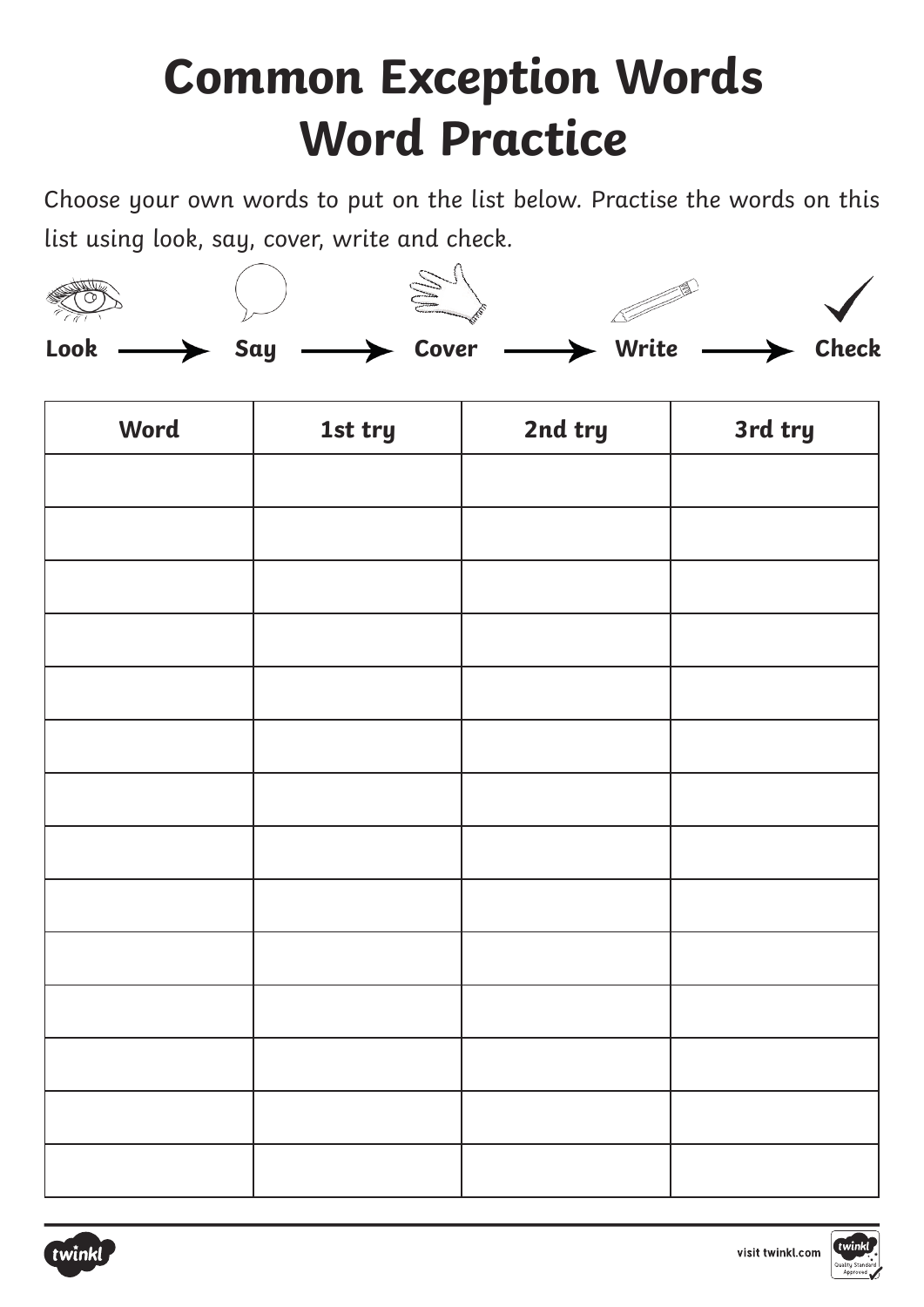# Common Exception Words Word Practice

Choose your own words to put on the list below. Practise the words on this list using look, say, cover, write and check.

**Look** → **Say** → **Cover** → **Write** → **Check**

| Word | 1st try | 2nd try | 3rd try |
| --- | --- | --- | --- |
| | | | |
| | | | |
| | | | |
| | | | |
| | | | |
| | | | |
| | | | |
| | | | |
| | | | |
| | | | |
| | | | |
| | | | |
| | | | |
| | | | |